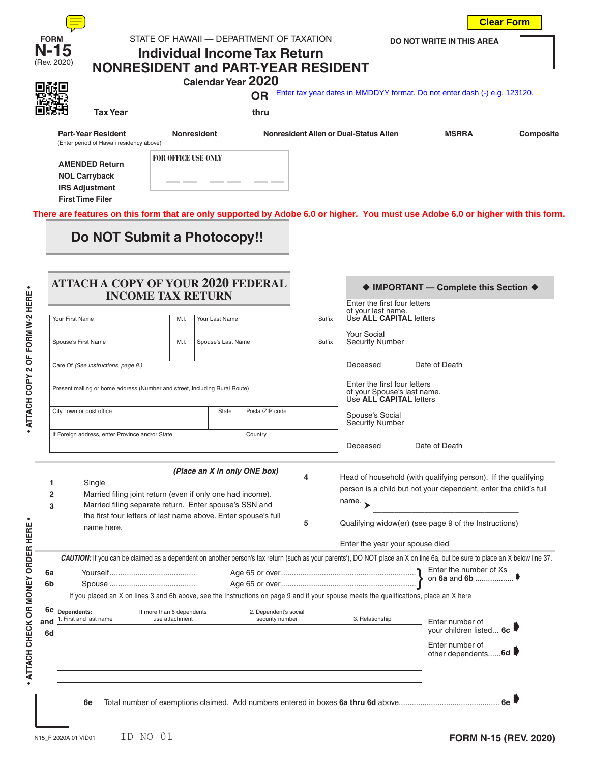FORM
**N-15**
(Rev. 2020)

STATE OF HAWAII — DEPARTMENT OF TAXATION

# Individual Income Tax Return
# NONRESIDENT and PART-YEAR RESIDENT

**Calendar Year 2020**

**OR** Enter tax year dates in MMDDYY format. Do not enter dash (-) e.g. 123120.

**Tax Year** thru

Clear Form

DO NOT WRITE IN THIS AREA

**Part-Year Resident** (Enter period of Hawaii residency above) **Nonresident** **Nonresident Alien or Dual-Status Alien** **MSRRA** **Composite**

**AMENDED Return**
**NOL Carryback**
**IRS Adjustment**
**First Time Filer**

FOR OFFICE USE ONLY

There are features on this form that are only supported by Adobe 6.0 or higher. You must use Adobe 6.0 or higher with this form.

## Do NOT Submit a Photocopy!!

## ATTACH A COPY OF YOUR 2020 FEDERAL INCOME TAX RETURN

• ATTACH COPY 2 OF FORM W-2 HERE •

• ATTACH CHECK OR MONEY ORDER HERE •

| Your First Name | M.I. | Your Last Name | Suffix |
|---|---|---|---|
| Spouse's First Name | M.I. | Spouse's Last Name | Suffix |
| Care Of *(See Instructions, page 8.)* | | | |
| Present mailing or home address (Number and street, including Rural Route) | | | |
| City, town or post office | State | Postal/ZIP code | |
| If Foreign address, enter Province and/or State | | Country | |

**◆ IMPORTANT — Complete this Section ◆**

Enter the first four letters of your last name. Use **ALL CAPITAL** letters

Your Social Security Number

Deceased Date of Death

Enter the first four letters of your Spouse's last name. Use **ALL CAPITAL** letters

Spouse's Social Security Number

Deceased Date of Death

*(Place an X in only ONE box)*

1. Single
2. Married filing joint return (even if only one had income).
3. Married filing separate return. Enter spouse's SSN and the first four letters of last name above. Enter spouse's full name here. ______________________
4. Head of household (with qualifying person). If the qualifying person is a child but not your dependent, enter the child's full name. ➤ ______________________
5. Qualifying widow(er) (see page 9 of the Instructions)

   Enter the year your spouse died

***CAUTION:*** If you can be claimed as a dependent on another person's tax return (such as your parents'), DO NOT place an X on line 6a, but be sure to place an X below line 37.

**6a** Yourself........................................ Age 65 or over............................................................
**6b** Spouse ........................................ Age 65 or over............................................................ } Enter the number of Xs on **6a** and **6b** ..................

If you placed an X on lines 3 and 6b above, see the Instructions on page 9 and if your spouse meets the qualifications, place an X here

**6c and 6d**

| Dependents: 1. First and last name (If more than 6 dependents use attachment) | 2. Dependent's social security number | 3. Relationship |
|---|---|---|
| | | |
| | | |
| | | |
| | | |
| | | |
| | | |

Enter number of your children listed... **6c**

Enter number of other dependents......**6d**

**6e** Total number of exemptions claimed. Add numbers entered in boxes **6a thru 6d** above.............................................. **6e**

N15_F 2020A 01 VID01 ID NO 01 **FORM N-15 (REV. 2020)**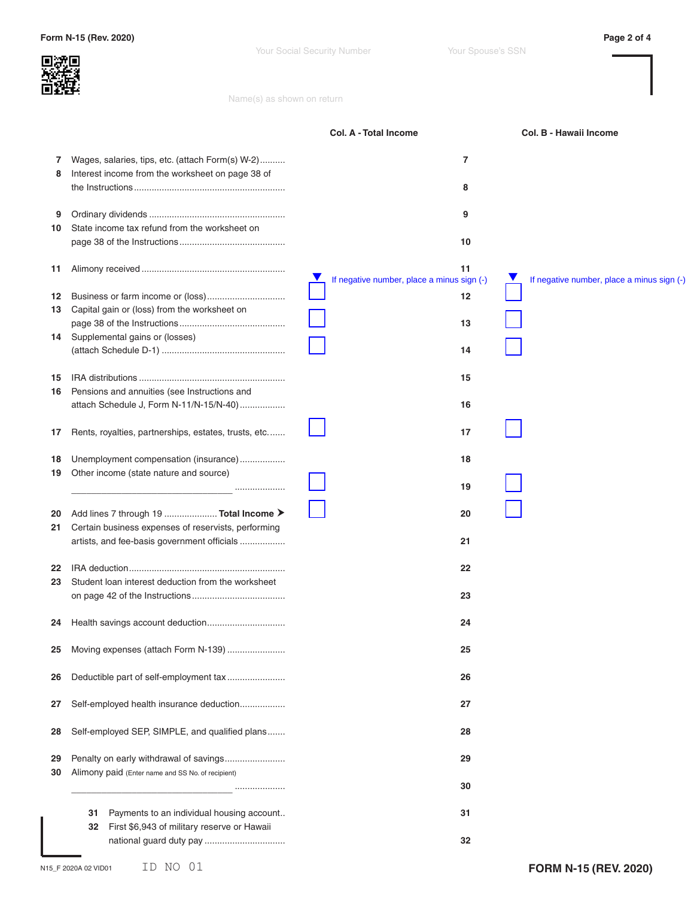Form N-15 (Rev. 2020)

Your Social Security Number | Your Spouse's SSN

Name(s) as shown on return

| | Line | Col. A - Total Income | Col. B - Hawaii Income |
|---|---|---|---|
| 7 Wages, salaries, tips, etc. (attach Form(s) W-2) | 7 | | |
| 8 Interest income from the worksheet on page 38 of the Instructions | 8 | | |
| 9 Ordinary dividends | 9 | | |
| 10 State income tax refund from the worksheet on page 38 of the Instructions | 10 | | |
| 11 Alimony received | 11 | | |
| | | If negative number, place a minus sign (-) | If negative number, place a minus sign (-) |
| 12 Business or farm income or (loss) | 12 | | |
| 13 Capital gain or (loss) from the worksheet on page 38 of the Instructions | 13 | | |
| 14 Supplemental gains or (losses) (attach Schedule D-1) | 14 | | |
| 15 IRA distributions | 15 | | |
| 16 Pensions and annuities (see Instructions and attach Schedule J, Form N-11/N-15/N-40) | 16 | | |
| 17 Rents, royalties, partnerships, estates, trusts, etc. | 17 | | |
| 18 Unemployment compensation (insurance) | 18 | | |
| 19 Other income (state nature and source) ______________________________ | 19 | | |
| 20 Add lines 7 through 19 **Total Income** ➤ | 20 | | |
| 21 Certain business expenses of reservists, performing artists, and fee-basis government officials | 21 | | |
| 22 IRA deduction | 22 | | |
| 23 Student loan interest deduction from the worksheet on page 42 of the Instructions | 23 | | |
| 24 Health savings account deduction | 24 | | |
| 25 Moving expenses (attach Form N-139) | 25 | | |
| 26 Deductible part of self-employment tax | 26 | | |
| 27 Self-employed health insurance deduction | 27 | | |
| 28 Self-employed SEP, SIMPLE, and qualified plans | 28 | | |
| 29 Penalty on early withdrawal of savings | 29 | | |
| 30 Alimony paid (Enter name and SS No. of recipient) ______________________________ | 30 | | |
| 31 Payments to an individual housing account | 31 | | |
| 32 First $6,943 of military reserve or Hawaii national guard duty pay | 32 | | |

N15_F 2020A 02 VID01 ID NO 01

FORM N-15 (REV. 2020)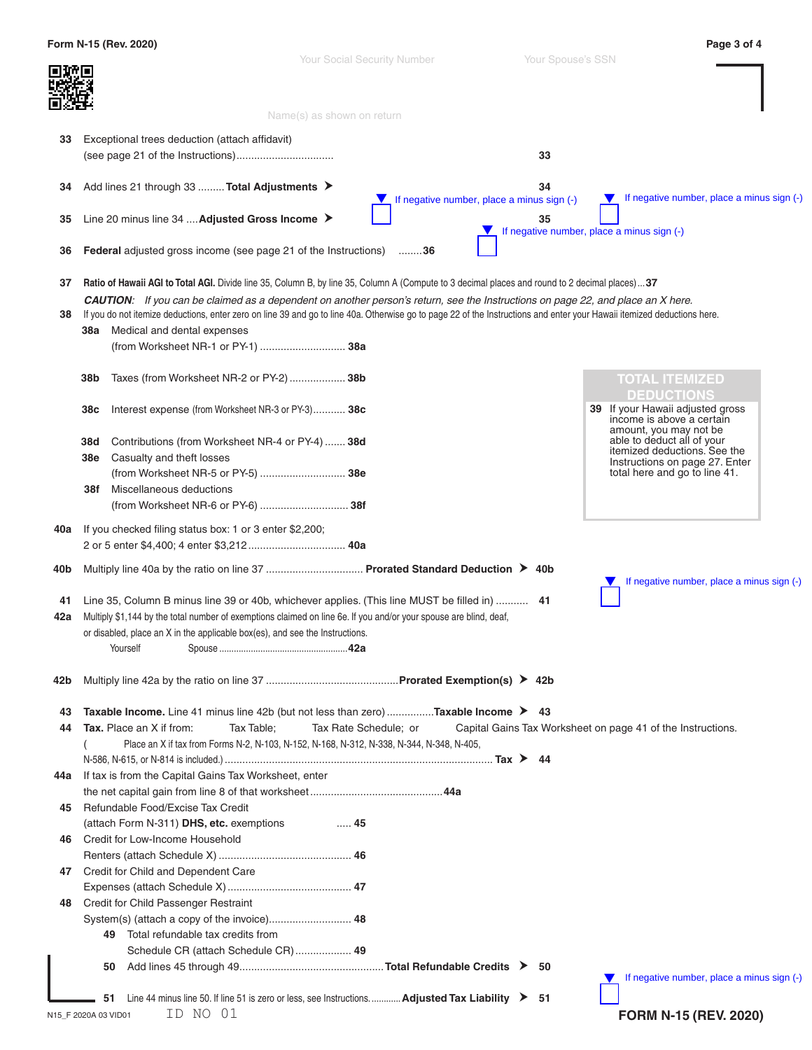Form N-15 (Rev. 2020)

Your Social Security Number    Your Spouse's SSN

Name(s) as shown on return

33 Exceptional trees deduction (attach affidavit) (see page 21 of the Instructions) ................................ 33

34 Add lines 21 through 33 ......... **Total Adjustments** ➤ 34 — If negative number, place a minus sign (-)

35 Line 20 minus line 34 .... **Adjusted Gross Income** ➤ 35 — If negative number, place a minus sign (-)

36 **Federal** adjusted gross income (see page 21 of the Instructions) ........36 — If negative number, place a minus sign (-)

37 **Ratio of Hawaii AGI to Total AGI.** Divide line 35, Column B, by line 35, Column A (Compute to 3 decimal places and round to 2 decimal places) ... **37**

***CAUTION:*** *If you can be claimed as a dependent on another person's return, see the Instructions on page 22, and place an X here.*

38 If you do not itemize deductions, enter zero on line 39 and go to line 40a. Otherwise go to page 22 of the Instructions and enter your Hawaii itemized deductions here.

- 38a Medical and dental expenses (from Worksheet NR-1 or PY-1) ............................. 38a
- 38b Taxes (from Worksheet NR-2 or PY-2) .................. 38b
- 38c Interest expense (from Worksheet NR-3 or PY-3) ........... 38c
- 38d Contributions (from Worksheet NR-4 or PY-4) ....... 38d
- 38e Casualty and theft losses (from Worksheet NR-5 or PY-5) ............................. 38e
- 38f Miscellaneous deductions (from Worksheet NR-6 or PY-6) .............................. 38f

**TOTAL ITEMIZED DEDUCTIONS**

39 If your Hawaii adjusted gross income is above a certain amount, you may not be able to deduct all of your itemized deductions. See the Instructions on page 27. Enter total here and go to line 41.

40a If you checked filing status box: 1 or 3 enter $2,200; 2 or 5 enter $4,400; 4 enter $3,212 ................................ 40a

40b Multiply line 40a by the ratio on line 37 ................................ **Prorated Standard Deduction** ➤ 40b

41 Line 35, Column B minus line 39 or 40b, whichever applies. (This line MUST be filled in) .......... 41 — If negative number, place a minus sign (-)

42a Multiply $1,144 by the total number of exemptions claimed on line 6e. If you and/or your spouse are blind, deaf, or disabled, place an X in the applicable box(es), and see the Instructions.
Yourself    Spouse .................................................. 42a

42b Multiply line 42a by the ratio on line 37 ............................................ **Prorated Exemption(s)** ➤ 42b

43 **Taxable Income.** Line 41 minus line 42b (but not less than zero) ................ **Taxable Income** ➤ 43

44 **Tax.** Place an X if from: Tax Table; Tax Rate Schedule; or Capital Gains Tax Worksheet on page 41 of the Instructions.
( Place an X if tax from Forms N-2, N-103, N-152, N-168, N-312, N-338, N-344, N-348, N-405, N-586, N-615, or N-814 is included.) ......................................................................................... **Tax** ➤ 44

44a If tax is from the Capital Gains Tax Worksheet, enter the net capital gain from line 8 of that worksheet ............................................ 44a

45 Refundable Food/Excise Tax Credit (attach Form N-311) **DHS, etc.** exemptions ..... 45

46 Credit for Low-Income Household Renters (attach Schedule X) ............................................ 46

47 Credit for Child and Dependent Care Expenses (attach Schedule X) .......................................... 47

48 Credit for Child Passenger Restraint System(s) (attach a copy of the invoice)........................... 48

49 Total refundable tax credits from Schedule CR (attach Schedule CR) .................. 49

50 Add lines 45 through 49................................................ **Total Refundable Credits** ➤ 50

51 Line 44 minus line 50. If line 51 is zero or less, see Instructions. ........... **Adjusted Tax Liability** ➤ 51 — If negative number, place a minus sign (-)

N15_F 2020A 03 VID01    ID NO 01

**FORM N-15 (REV. 2020)**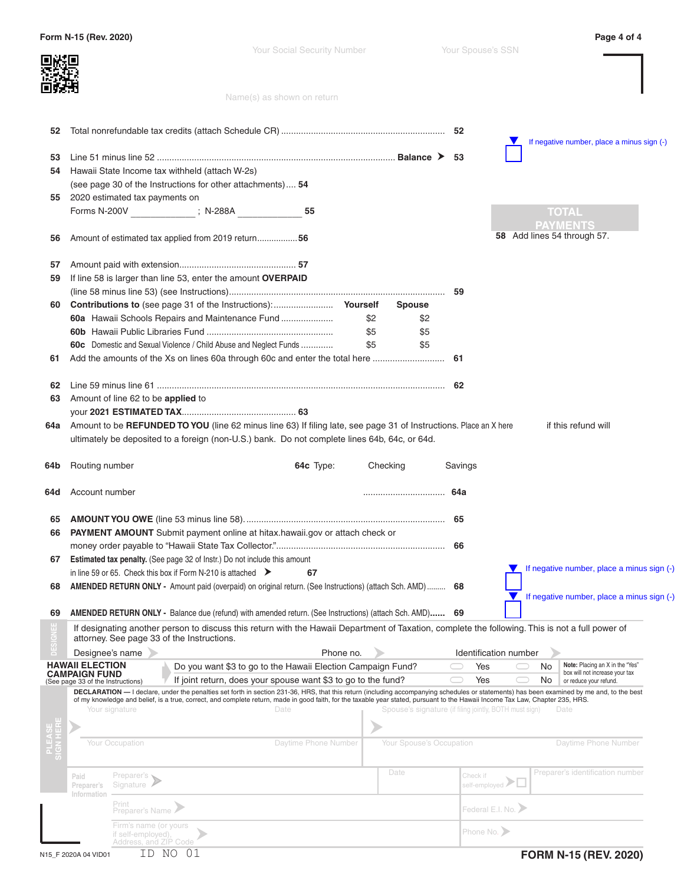Form N-15 (Rev. 2020)

Your Social Security Number | Your Spouse's SSN

Name(s) as shown on return

52 Total nonrefundable tax credits (attach Schedule CR) .................................................................. 52

If negative number, place a minus sign (-)

53 Line 51 minus line 52 ........................................................................................................ **Balance** ➤ 53

54 Hawaii State Income tax withheld (attach W-2s) (see page 30 of the Instructions for other attachments).... 54

55 2020 estimated tax payments on Forms N-200V ____________ ; N-288A ____________ 55

56 Amount of estimated tax applied from 2019 return.................56

57 Amount paid with extension............................................... 57

**TOTAL PAYMENTS**

58 Add lines 54 through 57.

59 If line 58 is larger than line 53, enter the amount **OVERPAID** (line 58 minus line 53) (see Instructions)...................................................................................... 59

60 **Contributions to** (see page 31 of the Instructions):........................

| | Yourself | Spouse |
|---|---|---|
| 60a Hawaii Schools Repairs and Maintenance Fund ..................... | $2 | $2 |
| 60b Hawaii Public Libraries Fund .................................................. | $5 | $5 |
| 60c Domestic and Sexual Violence / Child Abuse and Neglect Funds ............. | $5 | $5 |

61 Add the amounts of the Xs on lines 60a through 60c and enter the total here ............................ 61

62 Line 59 minus line 61 ................................................................................................................. 62

63 Amount of line 62 to be **applied** to your **2021 ESTIMATED TAX**............................................. 63

64a Amount to be **REFUNDED TO YOU** (line 62 minus line 63) If filing late, see page 31 of Instructions. Place an X here if this refund will ultimately be deposited to a foreign (non-U.S.) bank. Do not complete lines 64b, 64c, or 64d.

64b Routing number | 64c Type: Checking | Savings

64d Account number ................................ 64a

65 **AMOUNT YOU OWE** (line 53 minus line 58)................................................................................ 65

66 **PAYMENT AMOUNT** Submit payment online at hitax.hawaii.gov or attach check or money order payable to "Hawaii State Tax Collector."..................................................................... 66

67 **Estimated tax penalty.** (See page 32 of Instr.) Do not include this amount in line 59 or 65. Check this box if Form N-210 is attached ➤ 67

If negative number, place a minus sign (-)

68 **AMENDED RETURN ONLY -** Amount paid (overpaid) on original return. (See Instructions) (attach Sch. AMD)......... 68

If negative number, place a minus sign (-)

69 **AMENDED RETURN ONLY -** Balance due (refund) with amended return. (See Instructions) (attach Sch. AMD)...... 69

**DESIGNEE**

If designating another person to discuss this return with the Hawaii Department of Taxation, complete the following. This is not a full power of attorney. See page 33 of the Instructions.

Designee's name | Phone no. | Identification number

**HAWAII ELECTION CAMPAIGN FUND** (See page 33 of the Instructions)

Do you want $3 to go to the Hawaii Election Campaign Fund? Yes No

If joint return, does your spouse want $3 to go to the fund? Yes No

**Note:** Placing an X in the "Yes" box will not increase your tax or reduce your refund.

**DECLARATION —** I declare, under the penalties set forth in section 231-36, HRS, that this return (including accompanying schedules or statements) has been examined by me and, to the best of my knowledge and belief, is a true, correct, and complete return, made in good faith, for the taxable year stated, pursuant to the Hawaii Income Tax Law, Chapter 235, HRS.

**PLEASE SIGN HERE**

Your signature | Date | Spouse's signature (if filing jointly, BOTH must sign) | Date

Your Occupation | Daytime Phone Number | Your Spouse's Occupation | Daytime Phone Number

**Paid Preparer's Information**

Preparer's Signature | Date | Check if self-employed | Preparer's identification number

Print Preparer's Name | Federal E.I. No.

Firm's name (or yours if self-employed), Address, and ZIP Code | Phone No.

N15_F 2020A 04 VID01 ID NO 01

FORM N-15 (REV. 2020)